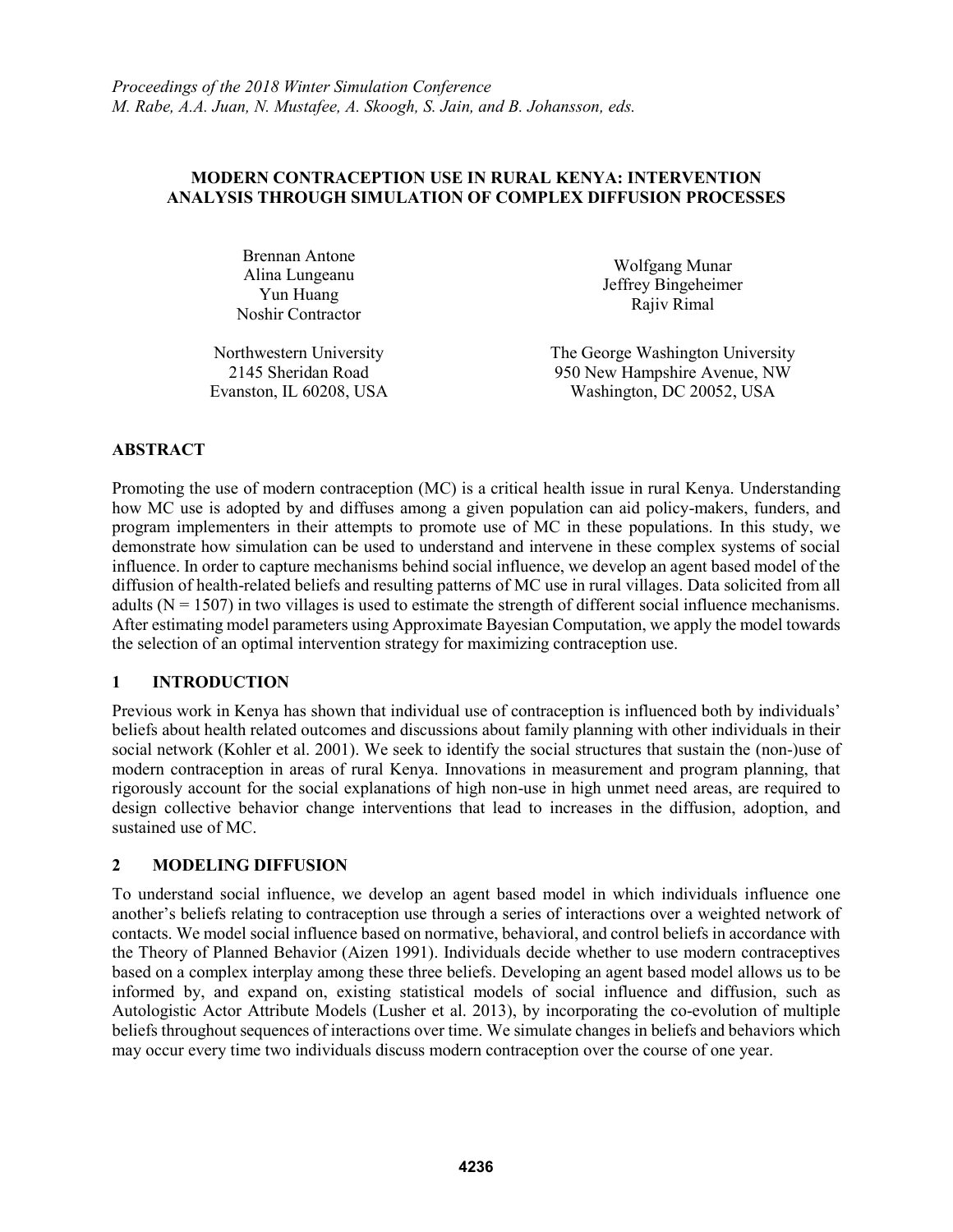# MODERN CONTRACEPTION USE IN RURAL KENYA: INTERVENTION ANALYSIS THROUGH SIMULATION OF COMPLEX DIFFUSION PROCESSES

Brennan Antone
Alina Lungeanu
Yun Huang
Noshir Contractor

Northwestern University
2145 Sheridan Road
Evanston, IL 60208, USA

Wolfgang Munar
Jeffrey Bingeheimer
Rajiv Rimal

The George Washington University
950 New Hampshire Avenue, NW
Washington, DC 20052, USA

## ABSTRACT

Promoting the use of modern contraception (MC) is a critical health issue in rural Kenya. Understanding how MC use is adopted by and diffuses among a given population can aid policy-makers, funders, and program implementers in their attempts to promote use of MC in these populations. In this study, we demonstrate how simulation can be used to understand and intervene in these complex systems of social influence. In order to capture mechanisms behind social influence, we develop an agent based model of the diffusion of health-related beliefs and resulting patterns of MC use in rural villages. Data solicited from all adults (N = 1507) in two villages is used to estimate the strength of different social influence mechanisms. After estimating model parameters using Approximate Bayesian Computation, we apply the model towards the selection of an optimal intervention strategy for maximizing contraception use.

## 1 INTRODUCTION

Previous work in Kenya has shown that individual use of contraception is influenced both by individuals' beliefs about health related outcomes and discussions about family planning with other individuals in their social network (Kohler et al. 2001). We seek to identify the social structures that sustain the (non-)use of modern contraception in areas of rural Kenya. Innovations in measurement and program planning, that rigorously account for the social explanations of high non-use in high unmet need areas, are required to design collective behavior change interventions that lead to increases in the diffusion, adoption, and sustained use of MC.

## 2 MODELING DIFFUSION

To understand social influence, we develop an agent based model in which individuals influence one another's beliefs relating to contraception use through a series of interactions over a weighted network of contacts. We model social influence based on normative, behavioral, and control beliefs in accordance with the Theory of Planned Behavior (Aizen 1991). Individuals decide whether to use modern contraceptives based on a complex interplay among these three beliefs. Developing an agent based model allows us to be informed by, and expand on, existing statistical models of social influence and diffusion, such as Autologistic Actor Attribute Models (Lusher et al. 2013), by incorporating the co-evolution of multiple beliefs throughout sequences of interactions over time. We simulate changes in beliefs and behaviors which may occur every time two individuals discuss modern contraception over the course of one year.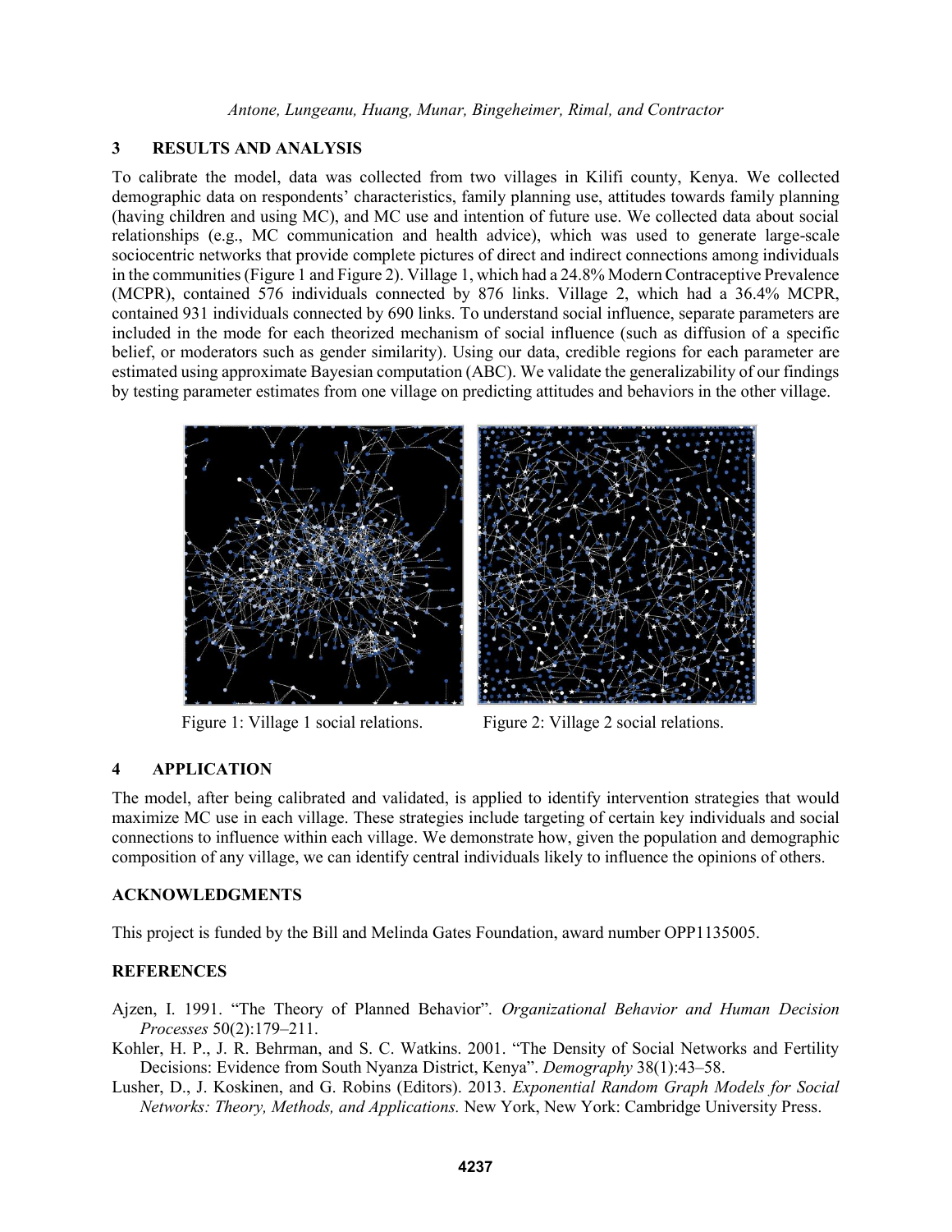## 3 RESULTS AND ANALYSIS

To calibrate the model, data was collected from two villages in Kilifi county, Kenya. We collected demographic data on respondents' characteristics, family planning use, attitudes towards family planning (having children and using MC), and MC use and intention of future use. We collected data about social relationships (e.g., MC communication and health advice), which was used to generate large-scale sociocentric networks that provide complete pictures of direct and indirect connections among individuals in the communities (Figure 1 and Figure 2). Village 1, which had a 24.8% Modern Contraceptive Prevalence (MCPR), contained 576 individuals connected by 876 links. Village 2, which had a 36.4% MCPR, contained 931 individuals connected by 690 links. To understand social influence, separate parameters are included in the mode for each theorized mechanism of social influence (such as diffusion of a specific belief, or moderators such as gender similarity). Using our data, credible regions for each parameter are estimated using approximate Bayesian computation (ABC). We validate the generalizability of our findings by testing parameter estimates from one village on predicting attitudes and behaviors in the other village.

Figure 1: Village 1 social relations.

Figure 2: Village 2 social relations.

## 4 APPLICATION

The model, after being calibrated and validated, is applied to identify intervention strategies that would maximize MC use in each village. These strategies include targeting of certain key individuals and social connections to influence within each village. We demonstrate how, given the population and demographic composition of any village, we can identify central individuals likely to influence the opinions of others.

## ACKNOWLEDGMENTS

This project is funded by the Bill and Melinda Gates Foundation, award number OPP1135005.

## REFERENCES

Ajzen, I. 1991. "The Theory of Planned Behavior". *Organizational Behavior and Human Decision Processes* 50(2):179–211.

Kohler, H. P., J. R. Behrman, and S. C. Watkins. 2001. "The Density of Social Networks and Fertility Decisions: Evidence from South Nyanza District, Kenya". *Demography* 38(1):43–58.

Lusher, D., J. Koskinen, and G. Robins (Editors). 2013. *Exponential Random Graph Models for Social Networks: Theory, Methods, and Applications.* New York, New York: Cambridge University Press.